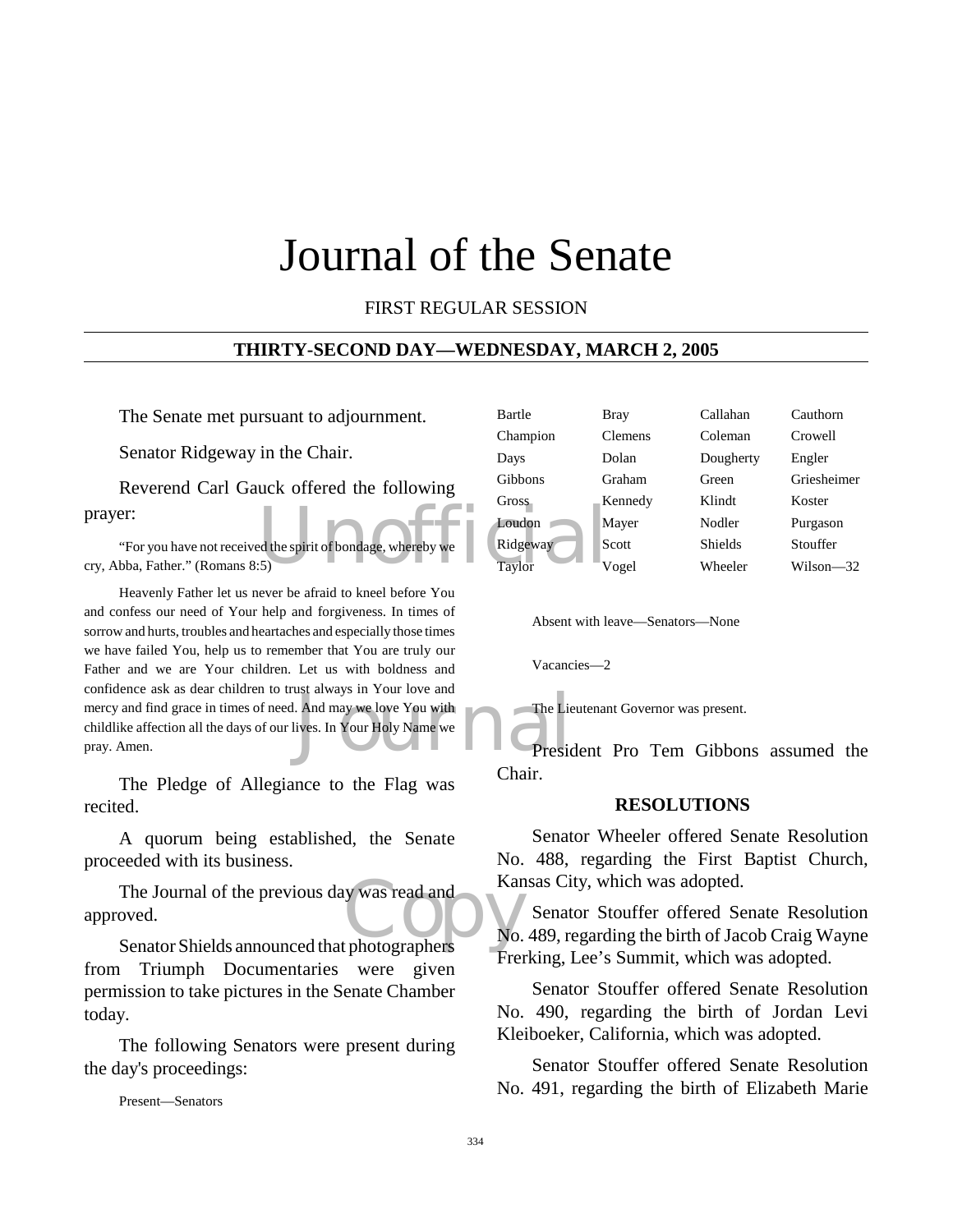# Journal of the Senate

FIRST REGULAR SESSION

**THIRTY-SECOND DAY—WEDNESDAY, MARCH 2, 2005**

The Senate met pursuant to adjournment.

Senator Ridgeway in the Chair.

Reverend Carl Gauck offered the following prayer:

"For you have not received the spirit of bondage, whereby we cry, Abba, Father." (Romans 8:5)

Heavenly Father let us never be afraid to kneel before You and confess our need of Your help and forgiveness. In times of sorrow and hurts, troubles and heartaches and especially those times we have failed You, help us to remember that You are truly our Father and we are Your children. Let us with boldness and confidence ask as dear children to trust always in Your love and mercy and find grace in times of need. And may we love You with childlike affection all the days of our lives. In Your Holy Name we pray. Amen.

The Pledge of Allegiance to the Flag was recited.

A quorum being established, the Senate proceeded with its business.

The Journal of the previous day was read and approved.

Senator Shields announced that photographers from Triumph Documentaries were given permission to take pictures in the Senate Chamber today.

The following Senators were present during the day's proceedings:

Present—Senators

| | | | |
|---|---|---|---|
| Bartle | Bray | Callahan | Cauthorn |
| Champion | Clemens | Coleman | Crowell |
| Days | Dolan | Dougherty | Engler |
| Gibbons | Graham | Green | Griesheimer |
| Gross | Kennedy | Klindt | Koster |
| Loudon | Mayer | Nodler | Purgason |
| Ridgeway | Scott | Shields | Stouffer |
| Taylor | Vogel | Wheeler | Wilson—32 |

Absent with leave—Senators—None

Vacancies—2

The Lieutenant Governor was present.

President Pro Tem Gibbons assumed the Chair.

**RESOLUTIONS**

Senator Wheeler offered Senate Resolution No. 488, regarding the First Baptist Church, Kansas City, which was adopted.

Senator Stouffer offered Senate Resolution No. 489, regarding the birth of Jacob Craig Wayne Frerking, Lee's Summit, which was adopted.

Senator Stouffer offered Senate Resolution No. 490, regarding the birth of Jordan Levi Kleiboeker, California, which was adopted.

Senator Stouffer offered Senate Resolution No. 491, regarding the birth of Elizabeth Marie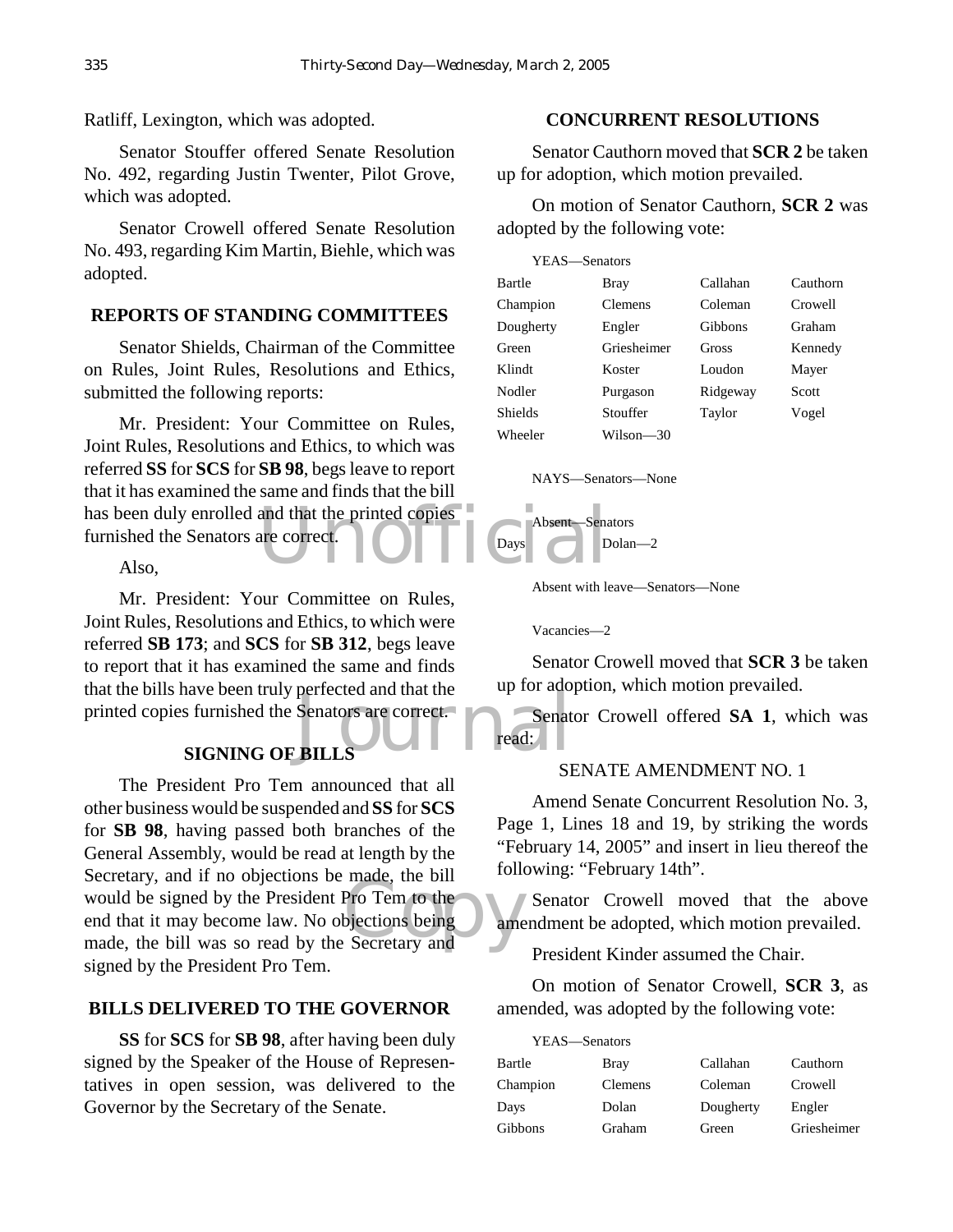Ratliff, Lexington, which was adopted.

Senator Stouffer offered Senate Resolution No. 492, regarding Justin Twenter, Pilot Grove, which was adopted.

Senator Crowell offered Senate Resolution No. 493, regarding Kim Martin, Biehle, which was adopted.

## REPORTS OF STANDING COMMITTEES

Senator Shields, Chairman of the Committee on Rules, Joint Rules, Resolutions and Ethics, submitted the following reports:

Mr. President: Your Committee on Rules, Joint Rules, Resolutions and Ethics, to which was referred **SS** for **SCS** for **SB 98**, begs leave to report that it has examined the same and finds that the bill has been duly enrolled and that the printed copies furnished the Senators are correct.

Also,

Mr. President: Your Committee on Rules, Joint Rules, Resolutions and Ethics, to which were referred **SB 173**; and **SCS** for **SB 312**, begs leave to report that it has examined the same and finds that the bills have been truly perfected and that the printed copies furnished the Senators are correct.

## SIGNING OF BILLS

The President Pro Tem announced that all other business would be suspended and **SS** for **SCS** for **SB 98**, having passed both branches of the General Assembly, would be read at length by the Secretary, and if no objections be made, the bill would be signed by the President Pro Tem to the end that it may become law. No objections being made, the bill was so read by the Secretary and signed by the President Pro Tem.

## BILLS DELIVERED TO THE GOVERNOR

**SS** for **SCS** for **SB 98**, after having been duly signed by the Speaker of the House of Representatives in open session, was delivered to the Governor by the Secretary of the Senate.

## CONCURRENT RESOLUTIONS

Senator Cauthorn moved that **SCR 2** be taken up for adoption, which motion prevailed.

On motion of Senator Cauthorn, **SCR 2** was adopted by the following vote:

YEAS—Senators

| | | | |
|---|---|---|---|
| Bartle | Bray | Callahan | Cauthorn |
| Champion | Clemens | Coleman | Crowell |
| Dougherty | Engler | Gibbons | Graham |
| Green | Griesheimer | Gross | Kennedy |
| Klindt | Koster | Loudon | Mayer |
| Nodler | Purgason | Ridgeway | Scott |
| Shields | Stouffer | Taylor | Vogel |
| Wheeler | Wilson—30 | | |

NAYS—Senators—None

Absent—Senators

| | |
|---|---|
| Days | Dolan—2 |

Absent with leave—Senators—None

Vacancies—2

Senator Crowell moved that **SCR 3** be taken up for adoption, which motion prevailed.

Senator Crowell offered **SA 1**, which was read:

SENATE AMENDMENT NO. 1

Amend Senate Concurrent Resolution No. 3, Page 1, Lines 18 and 19, by striking the words "February 14, 2005" and insert in lieu thereof the following: "February 14th".

Senator Crowell moved that the above amendment be adopted, which motion prevailed.

President Kinder assumed the Chair.

On motion of Senator Crowell, **SCR 3**, as amended, was adopted by the following vote:

YEAS—Senators

| | | | |
|---|---|---|---|
| Bartle | Bray | Callahan | Cauthorn |
| Champion | Clemens | Coleman | Crowell |
| Days | Dolan | Dougherty | Engler |
| Gibbons | Graham | Green | Griesheimer |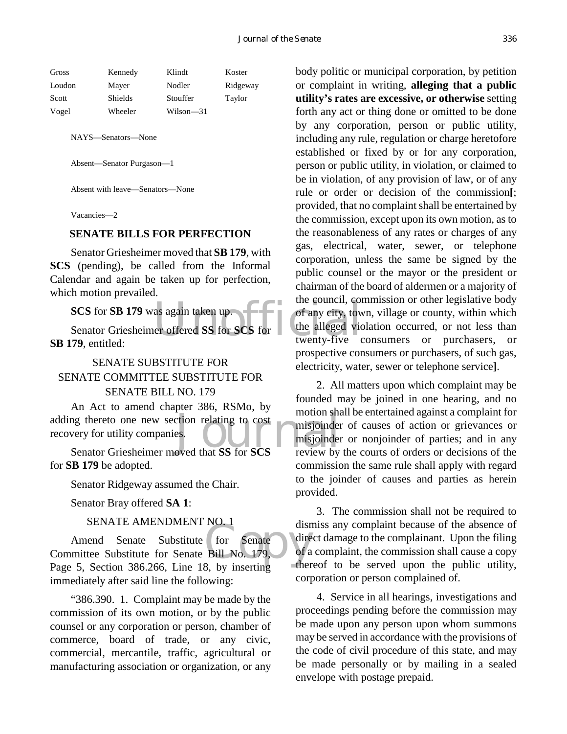| Gross | Kennedy | Klindt | Koster |
|---|---|---|---|
| Loudon | Mayer | Nodler | Ridgeway |
| Scott | Shields | Stouffer | Taylor |
| Vogel | Wheeler | Wilson—31 | |

NAYS—Senators—None

Absent—Senator Purgason—1

Absent with leave—Senators—None

Vacancies—2

## SENATE BILLS FOR PERFECTION

Senator Griesheimer moved that **SB 179**, with **SCS** (pending), be called from the Informal Calendar and again be taken up for perfection, which motion prevailed.

**SCS** for **SB 179** was again taken up.

Senator Griesheimer offered **SS** for **SCS** for **SB 179**, entitled:

SENATE SUBSTITUTE FOR
SENATE COMMITTEE SUBSTITUTE FOR
SENATE BILL NO. 179

An Act to amend chapter 386, RSMo, by adding thereto one new section relating to cost recovery for utility companies.

Senator Griesheimer moved that **SS** for **SCS** for **SB 179** be adopted.

Senator Ridgeway assumed the Chair.

Senator Bray offered **SA 1**:

SENATE AMENDMENT NO. 1

Amend Senate Substitute for Senate Committee Substitute for Senate Bill No. 179, Page 5, Section 386.266, Line 18, by inserting immediately after said line the following:

"386.390. 1. Complaint may be made by the commission of its own motion, or by the public counsel or any corporation or person, chamber of commerce, board of trade, or any civic, commercial, mercantile, traffic, agricultural or manufacturing association or organization, or any body politic or municipal corporation, by petition or complaint in writing, **alleging that a public utility's rates are excessive, or otherwise** setting forth any act or thing done or omitted to be done by any corporation, person or public utility, including any rule, regulation or charge heretofore established or fixed by or for any corporation, person or public utility, in violation, or claimed to be in violation, of any provision of law, or of any rule or order or decision of the commission**[**; provided, that no complaint shall be entertained by the commission, except upon its own motion, as to the reasonableness of any rates or charges of any gas, electrical, water, sewer, or telephone corporation, unless the same be signed by the public counsel or the mayor or the president or chairman of the board of aldermen or a majority of the council, commission or other legislative body of any city, town, village or county, within which the alleged violation occurred, or not less than twenty-five consumers or purchasers, or prospective consumers or purchasers, of such gas, electricity, water, sewer or telephone service**]**.

2. All matters upon which complaint may be founded may be joined in one hearing, and no motion shall be entertained against a complaint for misjoinder of causes of action or grievances or misjoinder or nonjoinder of parties; and in any review by the courts of orders or decisions of the commission the same rule shall apply with regard to the joinder of causes and parties as herein provided.

3. The commission shall not be required to dismiss any complaint because of the absence of direct damage to the complainant. Upon the filing of a complaint, the commission shall cause a copy thereof to be served upon the public utility, corporation or person complained of.

4. Service in all hearings, investigations and proceedings pending before the commission may be made upon any person upon whom summons may be served in accordance with the provisions of the code of civil procedure of this state, and may be made personally or by mailing in a sealed envelope with postage prepaid.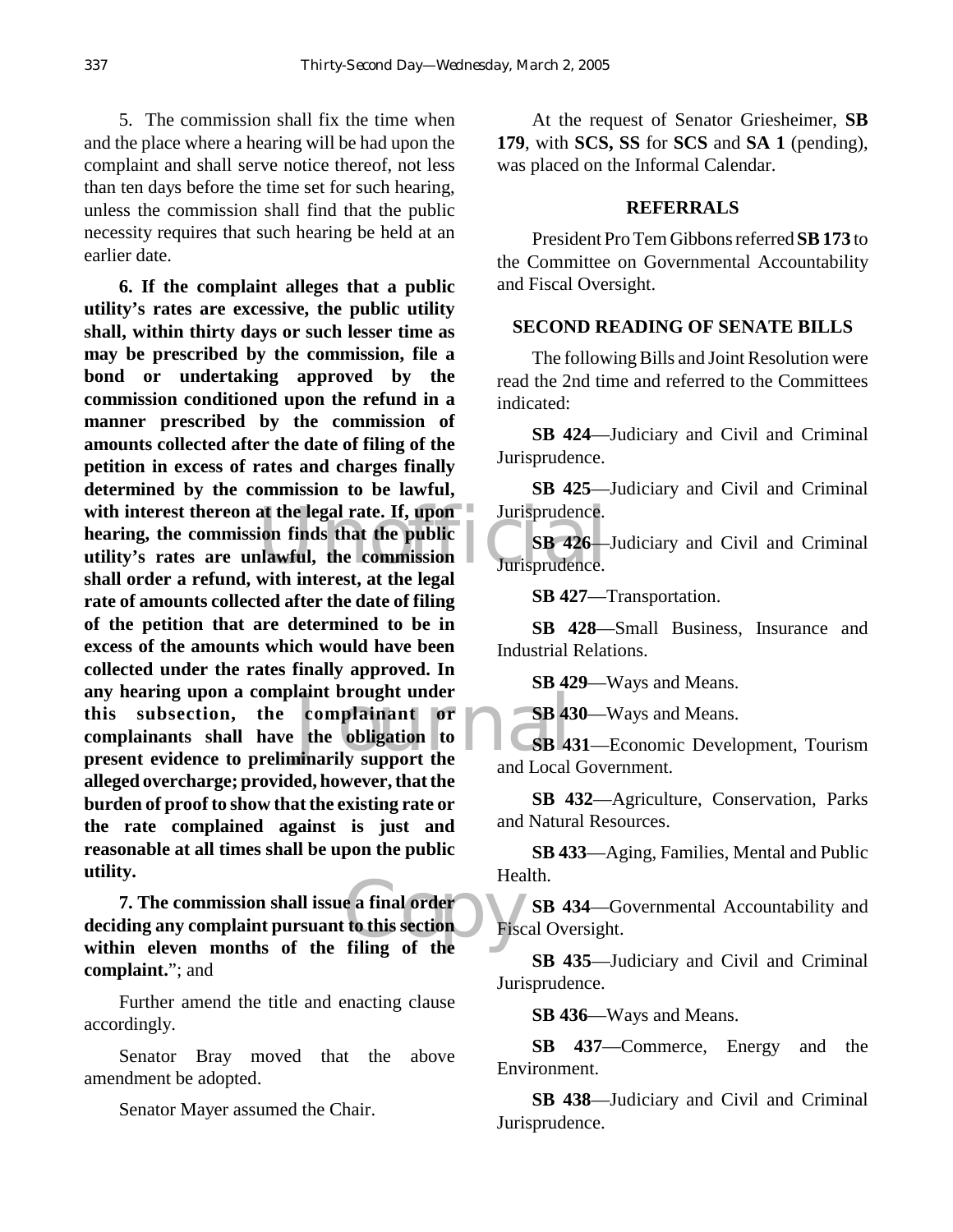5. The commission shall fix the time when and the place where a hearing will be had upon the complaint and shall serve notice thereof, not less than ten days before the time set for such hearing, unless the commission shall find that the public necessity requires that such hearing be held at an earlier date.

**6. If the complaint alleges that a public utility's rates are excessive, the public utility shall, within thirty days or such lesser time as may be prescribed by the commission, file a bond or undertaking approved by the commission conditioned upon the refund in a manner prescribed by the commission of amounts collected after the date of filing of the petition in excess of rates and charges finally determined by the commission to be lawful, with interest thereon at the legal rate. If, upon hearing, the commission finds that the public utility's rates are unlawful, the commission shall order a refund, with interest, at the legal rate of amounts collected after the date of filing of the petition that are determined to be in excess of the amounts which would have been collected under the rates finally approved. In any hearing upon a complaint brought under this subsection, the complainant or complainants shall have the obligation to present evidence to preliminarily support the alleged overcharge; provided, however, that the burden of proof to show that the existing rate or the rate complained against is just and reasonable at all times shall be upon the public utility.**

**7. The commission shall issue a final order deciding any complaint pursuant to this section within eleven months of the filing of the complaint.**"; and

Further amend the title and enacting clause accordingly.

Senator Bray moved that the above amendment be adopted.

Senator Mayer assumed the Chair.

At the request of Senator Griesheimer, **SB 179**, with **SCS, SS** for **SCS** and **SA 1** (pending), was placed on the Informal Calendar.

## REFERRALS

President Pro Tem Gibbons referred **SB 173** to the Committee on Governmental Accountability and Fiscal Oversight.

## SECOND READING OF SENATE BILLS

The following Bills and Joint Resolution were read the 2nd time and referred to the Committees indicated:

**SB 424**—Judiciary and Civil and Criminal Jurisprudence.

**SB 425**—Judiciary and Civil and Criminal Jurisprudence.

**SB 426**—Judiciary and Civil and Criminal Jurisprudence.

**SB 427**—Transportation.

**SB 428**—Small Business, Insurance and Industrial Relations.

**SB 429**—Ways and Means.

**SB 430**—Ways and Means.

**SB 431**—Economic Development, Tourism and Local Government.

**SB 432**—Agriculture, Conservation, Parks and Natural Resources.

**SB 433**—Aging, Families, Mental and Public Health.

**SB 434**—Governmental Accountability and Fiscal Oversight.

**SB 435**—Judiciary and Civil and Criminal Jurisprudence.

**SB 436**—Ways and Means.

**SB 437**—Commerce, Energy and the Environment.

**SB 438**—Judiciary and Civil and Criminal Jurisprudence.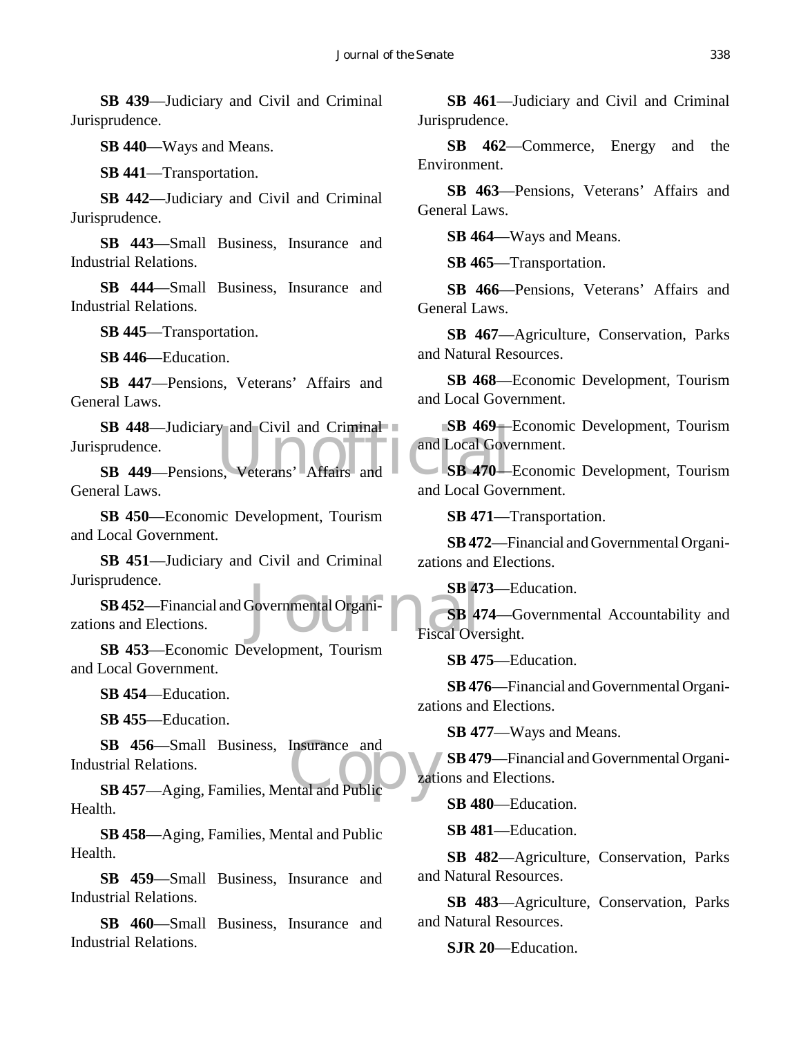**SB 439**—Judiciary and Civil and Criminal Jurisprudence.

**SB 440**—Ways and Means.

**SB 441**—Transportation.

**SB 442**—Judiciary and Civil and Criminal Jurisprudence.

**SB 443**—Small Business, Insurance and Industrial Relations.

**SB 444**—Small Business, Insurance and Industrial Relations.

**SB 445**—Transportation.

**SB 446**—Education.

**SB 447**—Pensions, Veterans' Affairs and General Laws.

**SB 448**—Judiciary and Civil and Criminal Jurisprudence.

**SB 449**—Pensions, Veterans' Affairs and General Laws.

**SB 450**—Economic Development, Tourism and Local Government.

**SB 451**—Judiciary and Civil and Criminal Jurisprudence.

**SB 452**—Financial and Governmental Organizations and Elections.

**SB 453**—Economic Development, Tourism and Local Government.

**SB 454**—Education.

**SB 455**—Education.

**SB 456**—Small Business, Insurance and Industrial Relations.

**SB 457**—Aging, Families, Mental and Public Health.

**SB 458**—Aging, Families, Mental and Public Health.

**SB 459**—Small Business, Insurance and Industrial Relations.

**SB 460**—Small Business, Insurance and Industrial Relations.

**SB 461**—Judiciary and Civil and Criminal Jurisprudence.

**SB 462**—Commerce, Energy and the Environment.

**SB 463**—Pensions, Veterans' Affairs and General Laws.

**SB 464**—Ways and Means.

**SB 465**—Transportation.

**SB 466**—Pensions, Veterans' Affairs and General Laws.

**SB 467**—Agriculture, Conservation, Parks and Natural Resources.

**SB 468**—Economic Development, Tourism and Local Government.

**SB 469**—Economic Development, Tourism and Local Government.

**SB 470**—Economic Development, Tourism and Local Government.

**SB 471**—Transportation.

**SB 472**—Financial and Governmental Organizations and Elections.

**SB 473**—Education.

**SB 474**—Governmental Accountability and Fiscal Oversight.

**SB 475**—Education.

**SB 476**—Financial and Governmental Organizations and Elections.

**SB 477**—Ways and Means.

**SB 479**—Financial and Governmental Organizations and Elections.

**SB 480**—Education.

**SB 481**—Education.

**SB 482**—Agriculture, Conservation, Parks and Natural Resources.

**SB 483**—Agriculture, Conservation, Parks and Natural Resources.

**SJR 20**—Education.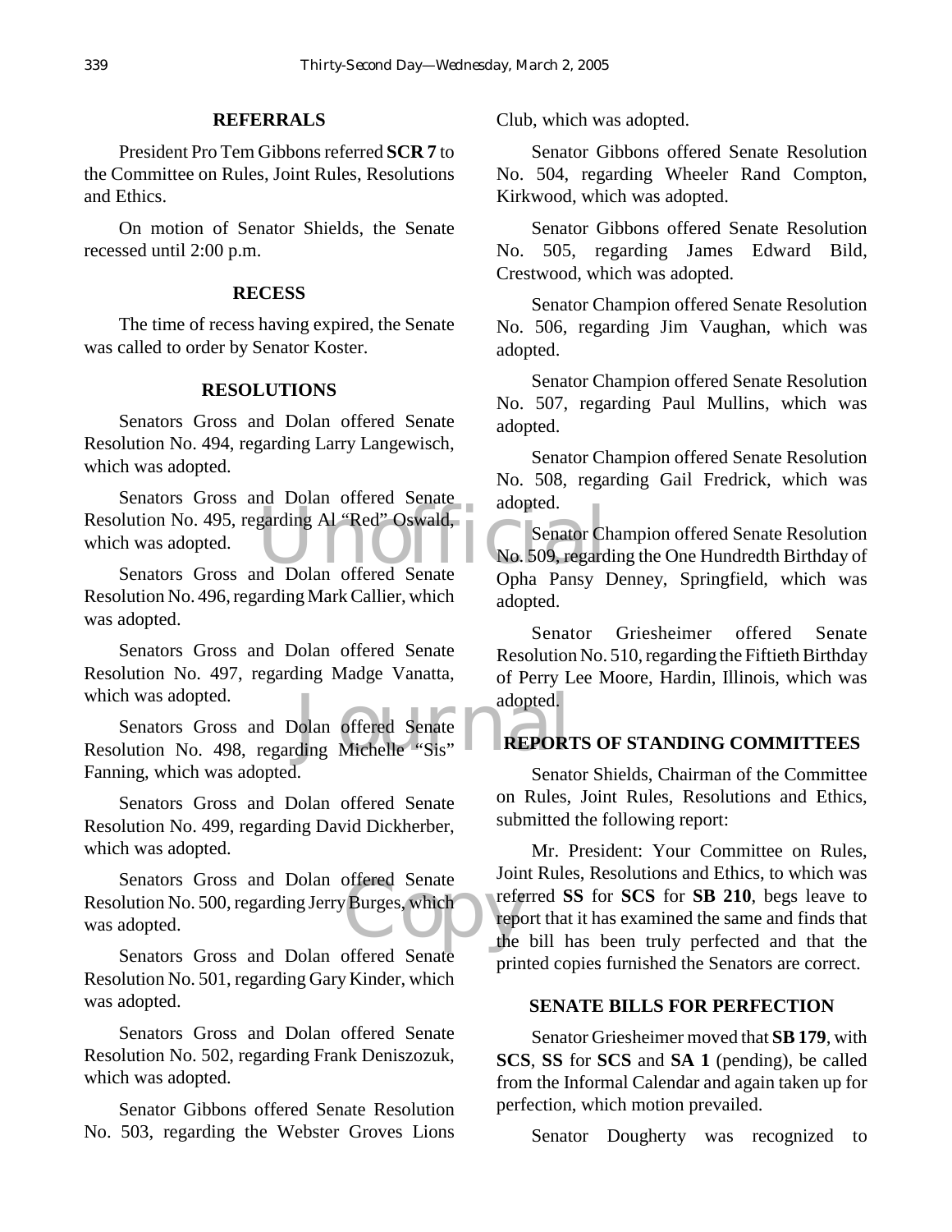## REFERRALS

President Pro Tem Gibbons referred **SCR 7** to the Committee on Rules, Joint Rules, Resolutions and Ethics.

On motion of Senator Shields, the Senate recessed until 2:00 p.m.

## RECESS

The time of recess having expired, the Senate was called to order by Senator Koster.

## RESOLUTIONS

Senators Gross and Dolan offered Senate Resolution No. 494, regarding Larry Langewisch, which was adopted.

Senators Gross and Dolan offered Senate Resolution No. 495, regarding Al "Red" Oswald, which was adopted.

Senators Gross and Dolan offered Senate Resolution No. 496, regarding Mark Callier, which was adopted.

Senators Gross and Dolan offered Senate Resolution No. 497, regarding Madge Vanatta, which was adopted.

Senators Gross and Dolan offered Senate Resolution No. 498, regarding Michelle "Sis" Fanning, which was adopted.

Senators Gross and Dolan offered Senate Resolution No. 499, regarding David Dickherber, which was adopted.

Senators Gross and Dolan offered Senate Resolution No. 500, regarding Jerry Burges, which was adopted.

Senators Gross and Dolan offered Senate Resolution No. 501, regarding Gary Kinder, which was adopted.

Senators Gross and Dolan offered Senate Resolution No. 502, regarding Frank Deniszozuk, which was adopted.

Senator Gibbons offered Senate Resolution No. 503, regarding the Webster Groves Lions Club, which was adopted.

Senator Gibbons offered Senate Resolution No. 504, regarding Wheeler Rand Compton, Kirkwood, which was adopted.

Senator Gibbons offered Senate Resolution No. 505, regarding James Edward Bild, Crestwood, which was adopted.

Senator Champion offered Senate Resolution No. 506, regarding Jim Vaughan, which was adopted.

Senator Champion offered Senate Resolution No. 507, regarding Paul Mullins, which was adopted.

Senator Champion offered Senate Resolution No. 508, regarding Gail Fredrick, which was adopted.

Senator Champion offered Senate Resolution No. 509, regarding the One Hundredth Birthday of Opha Pansy Denney, Springfield, which was adopted.

Senator Griesheimer offered Senate Resolution No. 510, regarding the Fiftieth Birthday of Perry Lee Moore, Hardin, Illinois, which was adopted.

## REPORTS OF STANDING COMMITTEES

Senator Shields, Chairman of the Committee on Rules, Joint Rules, Resolutions and Ethics, submitted the following report:

Mr. President: Your Committee on Rules, Joint Rules, Resolutions and Ethics, to which was referred **SS** for **SCS** for **SB 210**, begs leave to report that it has examined the same and finds that the bill has been truly perfected and that the printed copies furnished the Senators are correct.

## SENATE BILLS FOR PERFECTION

Senator Griesheimer moved that **SB 179**, with **SCS**, **SS** for **SCS** and **SA 1** (pending), be called from the Informal Calendar and again taken up for perfection, which motion prevailed.

Senator Dougherty was recognized to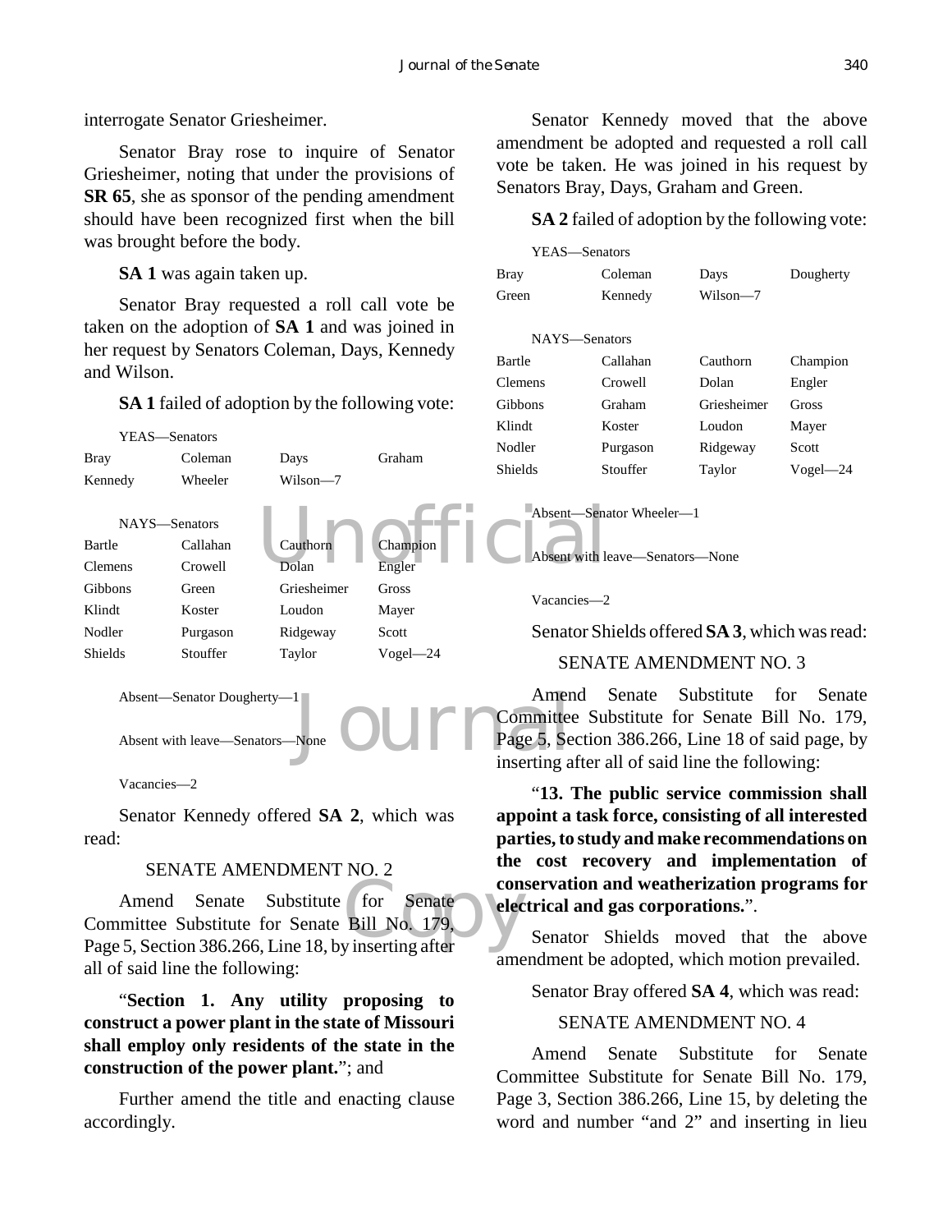interrogate Senator Griesheimer.

Senator Bray rose to inquire of Senator Griesheimer, noting that under the provisions of **SR 65**, she as sponsor of the pending amendment should have been recognized first when the bill was brought before the body.

**SA 1** was again taken up.

Senator Bray requested a roll call vote be taken on the adoption of **SA 1** and was joined in her request by Senators Coleman, Days, Kennedy and Wilson.

**SA 1** failed of adoption by the following vote:

YEAS—Senators

| | | | |
|---|---|---|---|
| Bray | Coleman | Days | Graham |
| Kennedy | Wheeler | Wilson—7 | |

NAYS—Senators

| | | | |
|---|---|---|---|
| Bartle | Callahan | Cauthorn | Champion |
| Clemens | Crowell | Dolan | Engler |
| Gibbons | Green | Griesheimer | Gross |
| Klindt | Koster | Loudon | Mayer |
| Nodler | Purgason | Ridgeway | Scott |
| Shields | Stouffer | Taylor | Vogel—24 |

Absent—Senator Dougherty—1

Absent with leave—Senators—None

Vacancies—2

Senator Kennedy offered **SA 2**, which was read:

SENATE AMENDMENT NO. 2

Amend Senate Substitute for Senate Committee Substitute for Senate Bill No. 179, Page 5, Section 386.266, Line 18, by inserting after all of said line the following:

"**Section 1. Any utility proposing to construct a power plant in the state of Missouri shall employ only residents of the state in the construction of the power plant.**"; and

Further amend the title and enacting clause accordingly.

Senator Kennedy moved that the above amendment be adopted and requested a roll call vote be taken. He was joined in his request by Senators Bray, Days, Graham and Green.

**SA 2** failed of adoption by the following vote:

YEAS—Senators

| | | | |
|---|---|---|---|
| Bray | Coleman | Days | Dougherty |
| Green | Kennedy | Wilson—7 | |

NAYS—Senators

| | | | |
|---|---|---|---|
| Bartle | Callahan | Cauthorn | Champion |
| Clemens | Crowell | Dolan | Engler |
| Gibbons | Graham | Griesheimer | Gross |
| Klindt | Koster | Loudon | Mayer |
| Nodler | Purgason | Ridgeway | Scott |
| Shields | Stouffer | Taylor | Vogel—24 |

Absent—Senator Wheeler—1

Absent with leave—Senators—None

Vacancies—2

Senator Shields offered **SA 3**, which was read:

SENATE AMENDMENT NO. 3

Amend Senate Substitute for Senate Committee Substitute for Senate Bill No. 179, Page 5, Section 386.266, Line 18 of said page, by inserting after all of said line the following:

"**13. The public service commission shall appoint a task force, consisting of all interested parties, to study and make recommendations on the cost recovery and implementation of conservation and weatherization programs for electrical and gas corporations.**".

Senator Shields moved that the above amendment be adopted, which motion prevailed.

Senator Bray offered **SA 4**, which was read:

SENATE AMENDMENT NO. 4

Amend Senate Substitute for Senate Committee Substitute for Senate Bill No. 179, Page 3, Section 386.266, Line 15, by deleting the word and number "and 2" and inserting in lieu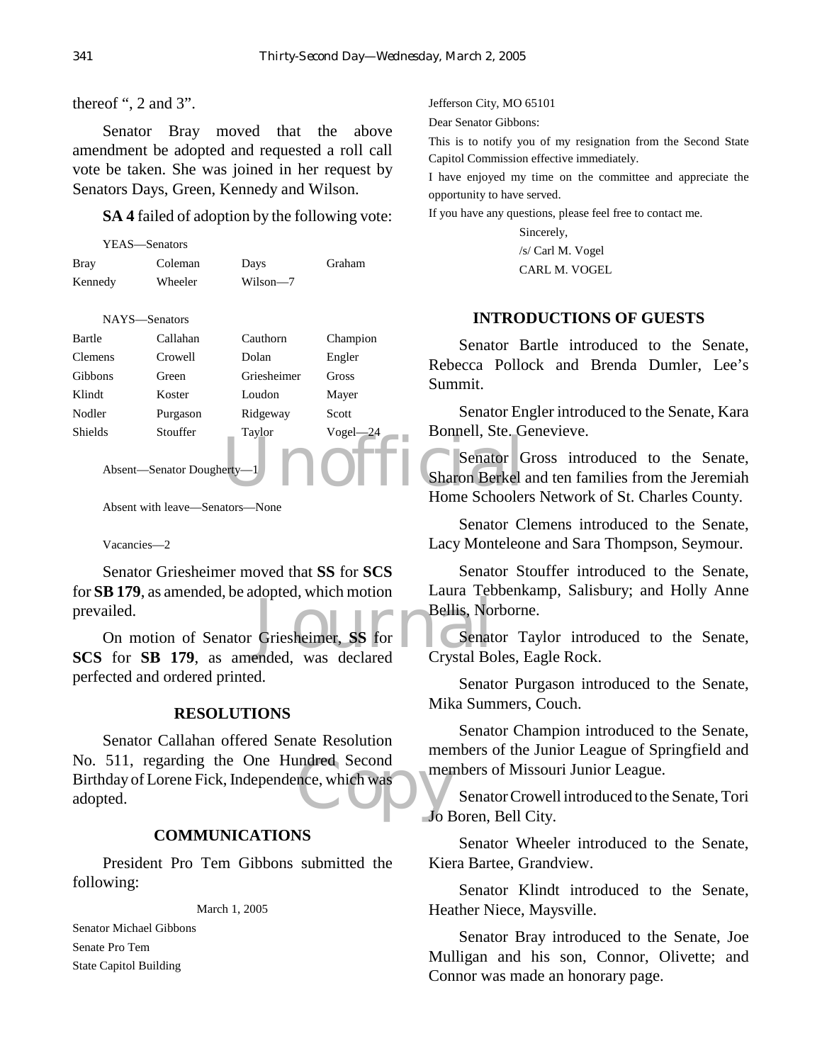thereof ", 2 and 3".

Senator Bray moved that the above amendment be adopted and requested a roll call vote be taken. She was joined in her request by Senators Days, Green, Kennedy and Wilson.

**SA 4** failed of adoption by the following vote:

YEAS—Senators

| | | | |
|---|---|---|---|
| Bray | Coleman | Days | Graham |
| Kennedy | Wheeler | Wilson—7 | |

NAYS—Senators

| | | | |
|---|---|---|---|
| Bartle | Callahan | Cauthorn | Champion |
| Clemens | Crowell | Dolan | Engler |
| Gibbons | Green | Griesheimer | Gross |
| Klindt | Koster | Loudon | Mayer |
| Nodler | Purgason | Ridgeway | Scott |
| Shields | Stouffer | Taylor | Vogel—24 |

Absent—Senator Dougherty—1

Absent with leave—Senators—None

Vacancies—2

Senator Griesheimer moved that **SS** for **SCS** for **SB 179**, as amended, be adopted, which motion prevailed.

On motion of Senator Griesheimer, **SS** for **SCS** for **SB 179**, as amended, was declared perfected and ordered printed.

## RESOLUTIONS

Senator Callahan offered Senate Resolution No. 511, regarding the One Hundred Second Birthday of Lorene Fick, Independence, which was adopted.

## COMMUNICATIONS

President Pro Tem Gibbons submitted the following:

March 1, 2005

Senator Michael Gibbons
Senate Pro Tem
State Capitol Building
Jefferson City, MO 65101

Dear Senator Gibbons:

This is to notify you of my resignation from the Second State Capitol Commission effective immediately.

I have enjoyed my time on the committee and appreciate the opportunity to have served.

If you have any questions, please feel free to contact me.

Sincerely,
/s/ Carl M. Vogel
CARL M. VOGEL

## INTRODUCTIONS OF GUESTS

Senator Bartle introduced to the Senate, Rebecca Pollock and Brenda Dumler, Lee's Summit.

Senator Engler introduced to the Senate, Kara Bonnell, Ste. Genevieve.

Senator Gross introduced to the Senate, Sharon Berkel and ten families from the Jeremiah Home Schoolers Network of St. Charles County.

Senator Clemens introduced to the Senate, Lacy Monteleone and Sara Thompson, Seymour.

Senator Stouffer introduced to the Senate, Laura Tebbenkamp, Salisbury; and Holly Anne Bellis, Norborne.

Senator Taylor introduced to the Senate, Crystal Boles, Eagle Rock.

Senator Purgason introduced to the Senate, Mika Summers, Couch.

Senator Champion introduced to the Senate, members of the Junior League of Springfield and members of Missouri Junior League.

Senator Crowell introduced to the Senate, Tori Jo Boren, Bell City.

Senator Wheeler introduced to the Senate, Kiera Bartee, Grandview.

Senator Klindt introduced to the Senate, Heather Niece, Maysville.

Senator Bray introduced to the Senate, Joe Mulligan and his son, Connor, Olivette; and Connor was made an honorary page.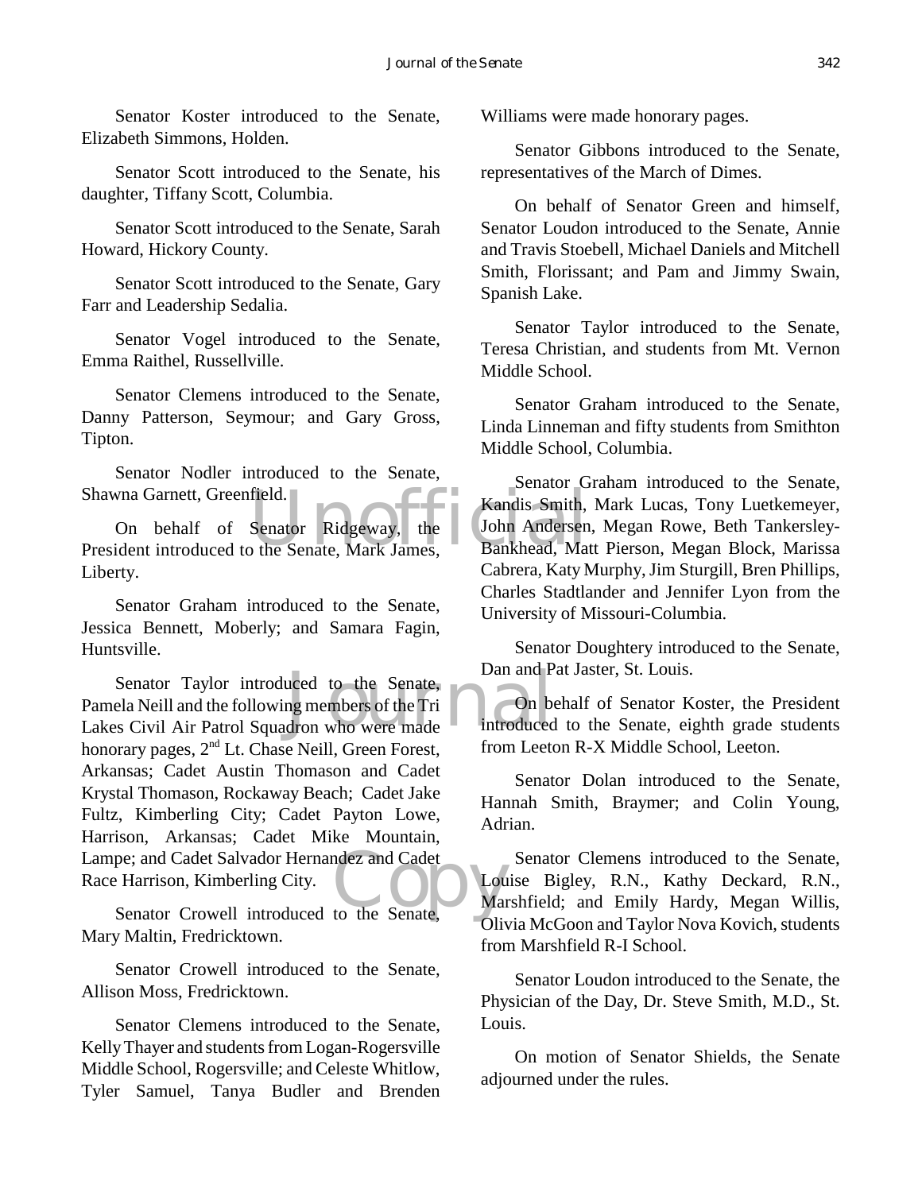Senator Koster introduced to the Senate, Elizabeth Simmons, Holden.

Senator Scott introduced to the Senate, his daughter, Tiffany Scott, Columbia.

Senator Scott introduced to the Senate, Sarah Howard, Hickory County.

Senator Scott introduced to the Senate, Gary Farr and Leadership Sedalia.

Senator Vogel introduced to the Senate, Emma Raithel, Russellville.

Senator Clemens introduced to the Senate, Danny Patterson, Seymour; and Gary Gross, Tipton.

Senator Nodler introduced to the Senate, Shawna Garnett, Greenfield.

On behalf of Senator Ridgeway, the President introduced to the Senate, Mark James, Liberty.

Senator Graham introduced to the Senate, Jessica Bennett, Moberly; and Samara Fagin, Huntsville.

Senator Taylor introduced to the Senate, Pamela Neill and the following members of the Tri Lakes Civil Air Patrol Squadron who were made honorary pages, 2nd Lt. Chase Neill, Green Forest, Arkansas; Cadet Austin Thomason and Cadet Krystal Thomason, Rockaway Beach; Cadet Jake Fultz, Kimberling City; Cadet Payton Lowe, Harrison, Arkansas; Cadet Mike Mountain, Lampe; and Cadet Salvador Hernandez and Cadet Race Harrison, Kimberling City.

Senator Crowell introduced to the Senate, Mary Maltin, Fredricktown.

Senator Crowell introduced to the Senate, Allison Moss, Fredricktown.

Senator Clemens introduced to the Senate, Kelly Thayer and students from Logan-Rogersville Middle School, Rogersville; and Celeste Whitlow, Tyler Samuel, Tanya Budler and Brenden Williams were made honorary pages.

Senator Gibbons introduced to the Senate, representatives of the March of Dimes.

On behalf of Senator Green and himself, Senator Loudon introduced to the Senate, Annie and Travis Stoebell, Michael Daniels and Mitchell Smith, Florissant; and Pam and Jimmy Swain, Spanish Lake.

Senator Taylor introduced to the Senate, Teresa Christian, and students from Mt. Vernon Middle School.

Senator Graham introduced to the Senate, Linda Linneman and fifty students from Smithton Middle School, Columbia.

Senator Graham introduced to the Senate, Kandis Smith, Mark Lucas, Tony Luetkemeyer, John Andersen, Megan Rowe, Beth Tankersley-Bankhead, Matt Pierson, Megan Block, Marissa Cabrera, Katy Murphy, Jim Sturgill, Bren Phillips, Charles Stadtlander and Jennifer Lyon from the University of Missouri-Columbia.

Senator Doughtery introduced to the Senate, Dan and Pat Jaster, St. Louis.

On behalf of Senator Koster, the President introduced to the Senate, eighth grade students from Leeton R-X Middle School, Leeton.

Senator Dolan introduced to the Senate, Hannah Smith, Braymer; and Colin Young, Adrian.

Senator Clemens introduced to the Senate, Louise Bigley, R.N., Kathy Deckard, R.N., Marshfield; and Emily Hardy, Megan Willis, Olivia McGoon and Taylor Nova Kovich, students from Marshfield R-I School.

Senator Loudon introduced to the Senate, the Physician of the Day, Dr. Steve Smith, M.D., St. Louis.

On motion of Senator Shields, the Senate adjourned under the rules.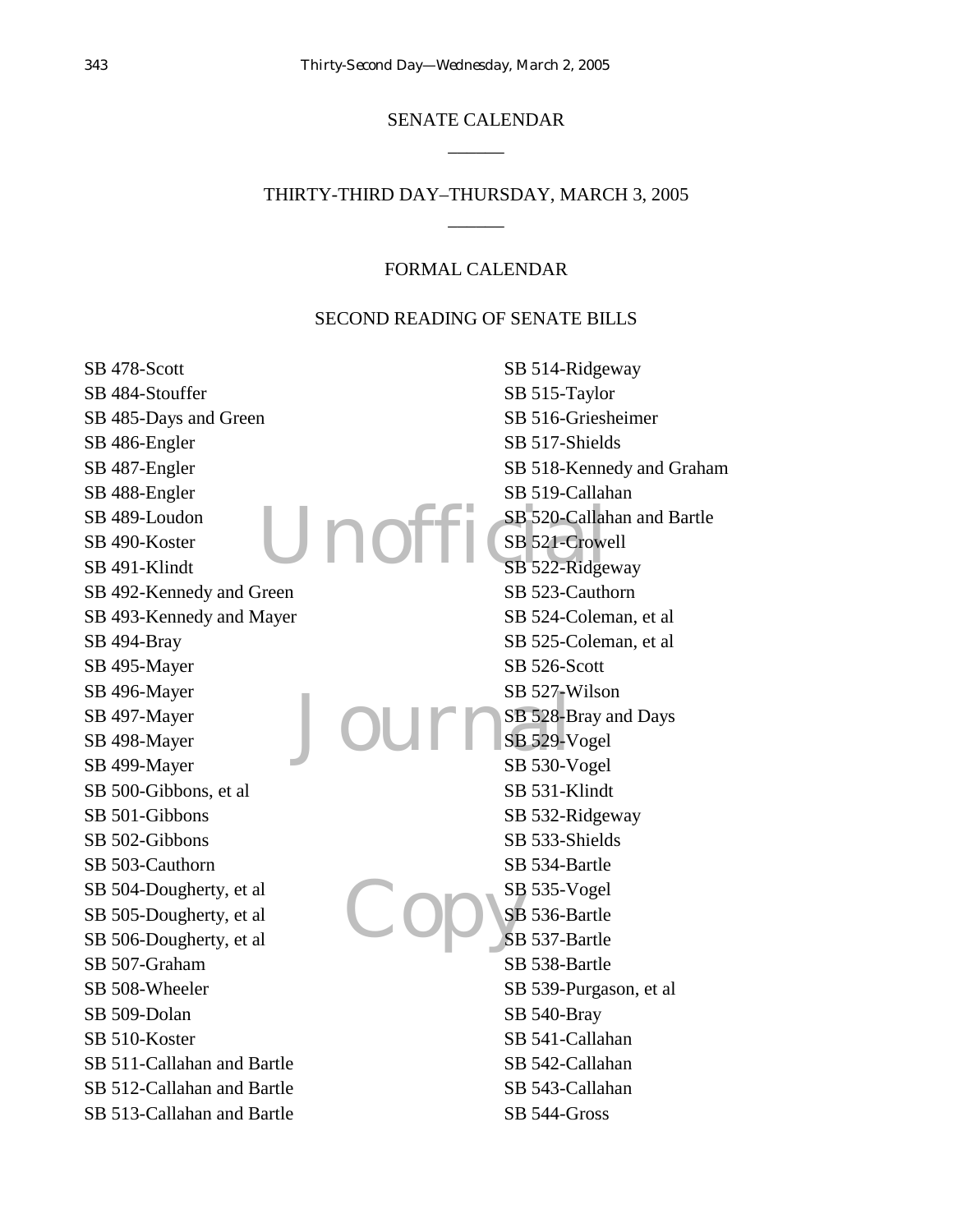# SENATE CALENDAR

## THIRTY-THIRD DAY–THURSDAY, MARCH 3, 2005

### FORMAL CALENDAR

### SECOND READING OF SENATE BILLS

SB 478-Scott
SB 484-Stouffer
SB 485-Days and Green
SB 486-Engler
SB 487-Engler
SB 488-Engler
SB 489-Loudon
SB 490-Koster
SB 491-Klindt
SB 492-Kennedy and Green
SB 493-Kennedy and Mayer
SB 494-Bray
SB 495-Mayer
SB 496-Mayer
SB 497-Mayer
SB 498-Mayer
SB 499-Mayer
SB 500-Gibbons, et al
SB 501-Gibbons
SB 502-Gibbons
SB 503-Cauthorn
SB 504-Dougherty, et al
SB 505-Dougherty, et al
SB 506-Dougherty, et al
SB 507-Graham
SB 508-Wheeler
SB 509-Dolan
SB 510-Koster
SB 511-Callahan and Bartle
SB 512-Callahan and Bartle
SB 513-Callahan and Bartle
SB 514-Ridgeway
SB 515-Taylor
SB 516-Griesheimer
SB 517-Shields
SB 518-Kennedy and Graham
SB 519-Callahan
SB 520-Callahan and Bartle
SB 521-Crowell
SB 522-Ridgeway
SB 523-Cauthorn
SB 524-Coleman, et al
SB 525-Coleman, et al
SB 526-Scott
SB 527-Wilson
SB 528-Bray and Days
SB 529-Vogel
SB 530-Vogel
SB 531-Klindt
SB 532-Ridgeway
SB 533-Shields
SB 534-Bartle
SB 535-Vogel
SB 536-Bartle
SB 537-Bartle
SB 538-Bartle
SB 539-Purgason, et al
SB 540-Bray
SB 541-Callahan
SB 542-Callahan
SB 543-Callahan
SB 544-Gross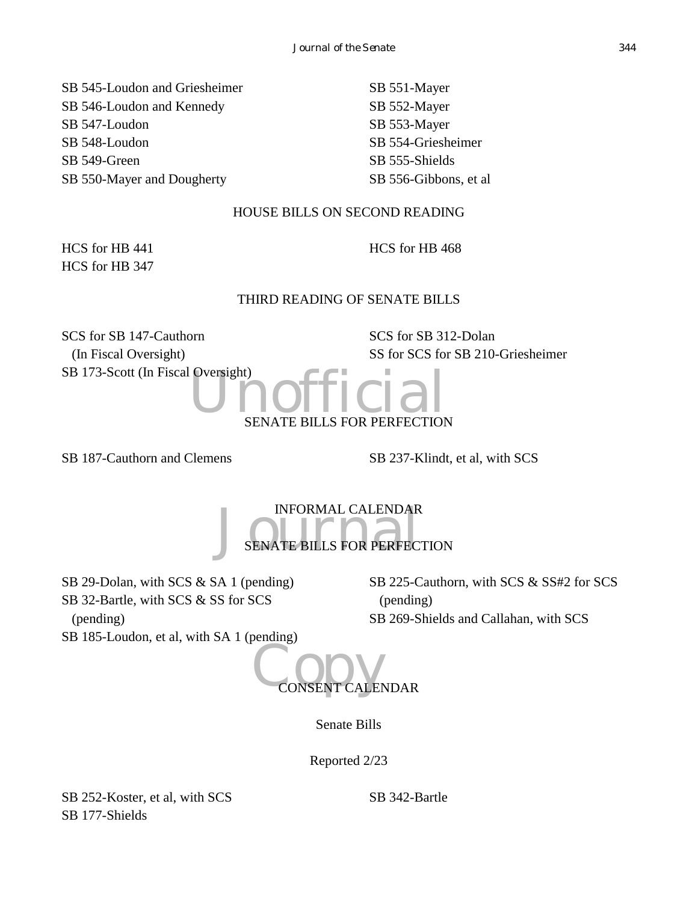SB 545-Loudon and Griesheimer
SB 546-Loudon and Kennedy
SB 547-Loudon
SB 548-Loudon
SB 549-Green
SB 550-Mayer and Dougherty
SB 551-Mayer
SB 552-Mayer
SB 553-Mayer
SB 554-Griesheimer
SB 555-Shields
SB 556-Gibbons, et al

## HOUSE BILLS ON SECOND READING

HCS for HB 441
HCS for HB 347
HCS for HB 468

## THIRD READING OF SENATE BILLS

SCS for SB 147-Cauthorn
(In Fiscal Oversight)
SB 173-Scott (In Fiscal Oversight)
SCS for SB 312-Dolan
SS for SCS for SB 210-Griesheimer

## SENATE BILLS FOR PERFECTION

SB 187-Cauthorn and Clemens
SB 237-Klindt, et al, with SCS

## INFORMAL CALENDAR

### SENATE BILLS FOR PERFECTION

SB 29-Dolan, with SCS & SA 1 (pending)
SB 32-Bartle, with SCS & SS for SCS (pending)
SB 185-Loudon, et al, with SA 1 (pending)
SB 225-Cauthorn, with SCS & SS#2 for SCS (pending)
SB 269-Shields and Callahan, with SCS

## CONSENT CALENDAR

### Senate Bills

Reported 2/23

SB 252-Koster, et al, with SCS
SB 177-Shields
SB 342-Bartle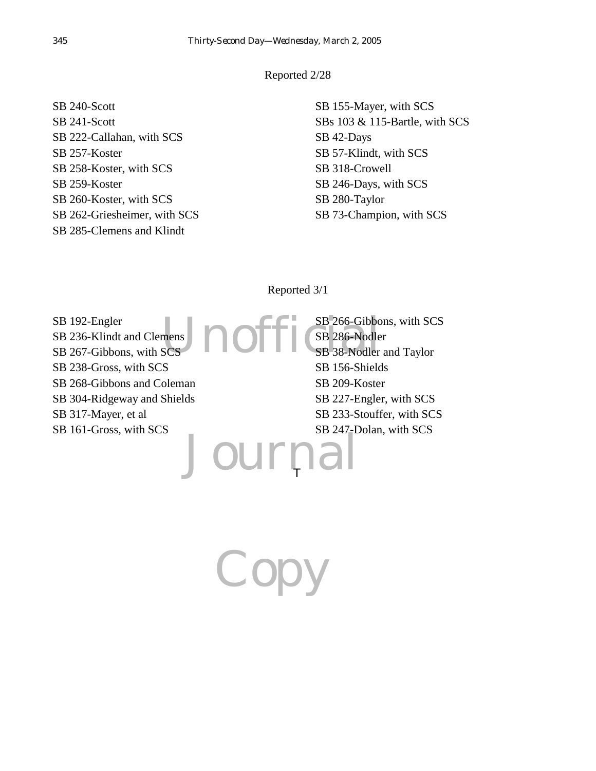Reported 2/28

SB 240-Scott
SB 241-Scott
SB 222-Callahan, with SCS
SB 257-Koster
SB 258-Koster, with SCS
SB 259-Koster
SB 260-Koster, with SCS
SB 262-Griesheimer, with SCS
SB 285-Clemens and Klindt
SB 155-Mayer, with SCS
SBs 103 & 115-Bartle, with SCS
SB 42-Days
SB 57-Klindt, with SCS
SB 318-Crowell
SB 246-Days, with SCS
SB 280-Taylor
SB 73-Champion, with SCS

Reported 3/1

SB 192-Engler
SB 236-Klindt and Clemens
SB 267-Gibbons, with SCS
SB 238-Gross, with SCS
SB 268-Gibbons and Coleman
SB 304-Ridgeway and Shields
SB 317-Mayer, et al
SB 161-Gross, with SCS
SB 266-Gibbons, with SCS
SB 286-Nodler
SB 38-Nodler and Taylor
SB 156-Shields
SB 209-Koster
SB 227-Engler, with SCS
SB 233-Stouffer, with SCS
SB 247-Dolan, with SCS

T